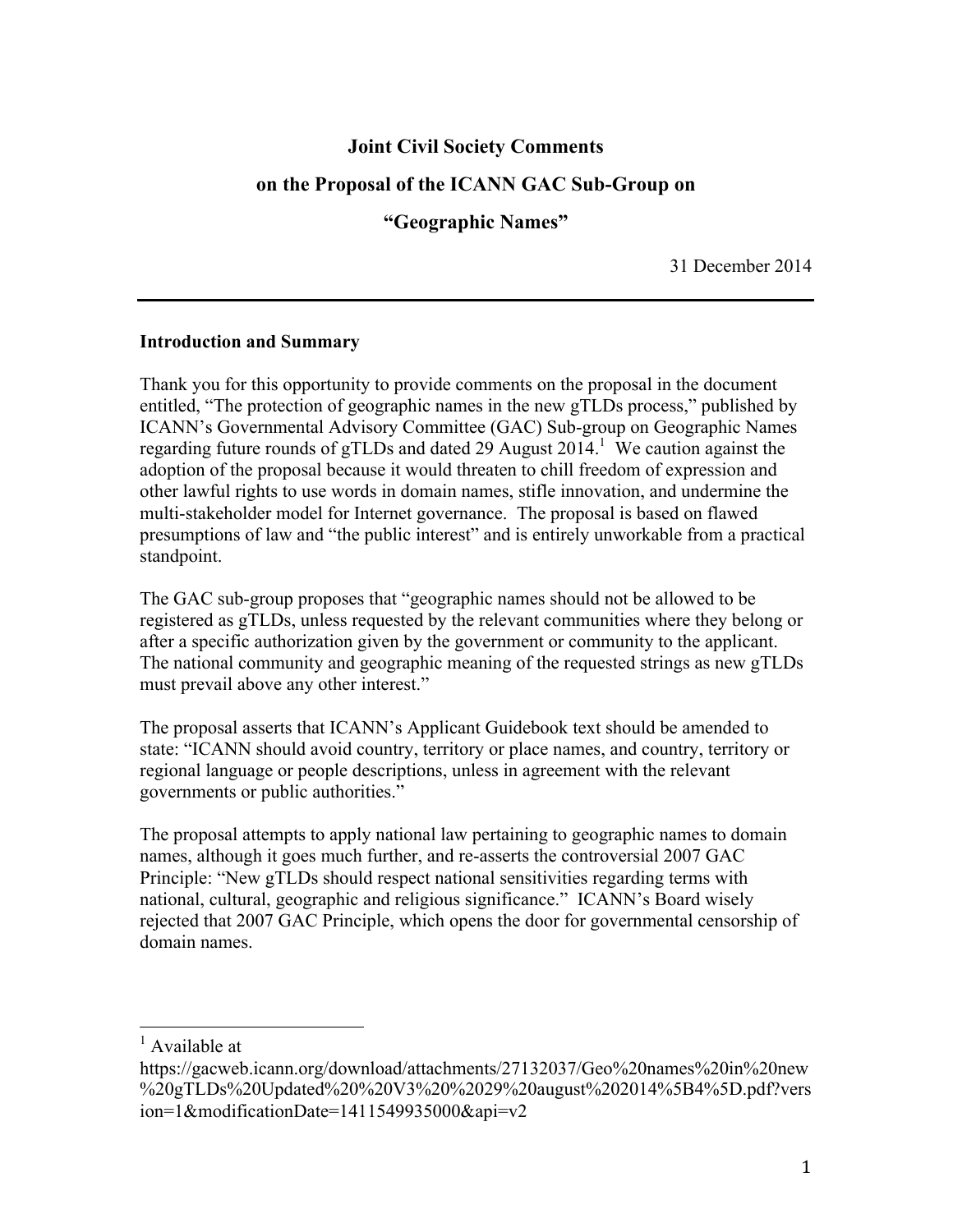# Joint Civil Society Comments

# on the Proposal of the ICANN GAC Sub-Group on

# "Geographic Names"

31 December 2014

---

**Introduction and Summary**

Thank you for this opportunity to provide comments on the proposal in the document entitled, "The protection of geographic names in the new gTLDs process," published by ICANN's Governmental Advisory Committee (GAC) Sub-group on Geographic Names regarding future rounds of gTLDs and dated 29 August 2014.[1] We caution against the adoption of the proposal because it would threaten to chill freedom of expression and other lawful rights to use words in domain names, stifle innovation, and undermine the multi-stakeholder model for Internet governance. The proposal is based on flawed presumptions of law and "the public interest" and is entirely unworkable from a practical standpoint.

The GAC sub-group proposes that "geographic names should not be allowed to be registered as gTLDs, unless requested by the relevant communities where they belong or after a specific authorization given by the government or community to the applicant. The national community and geographic meaning of the requested strings as new gTLDs must prevail above any other interest."

The proposal asserts that ICANN's Applicant Guidebook text should be amended to state: "ICANN should avoid country, territory or place names, and country, territory or regional language or people descriptions, unless in agreement with the relevant governments or public authorities."

The proposal attempts to apply national law pertaining to geographic names to domain names, although it goes much further, and re-asserts the controversial 2007 GAC Principle: "New gTLDs should respect national sensitivities regarding terms with national, cultural, geographic and religious significance." ICANN's Board wisely rejected that 2007 GAC Principle, which opens the door for governmental censorship of domain names.

---

[1] Available at https://gacweb.icann.org/download/attachments/27132037/Geo%20names%20in%20new%20gTLDs%20Updated%20%20V3%20%2029%20august%202014%5B4%5D.pdf?version=1&modificationDate=1411549935000&api=v2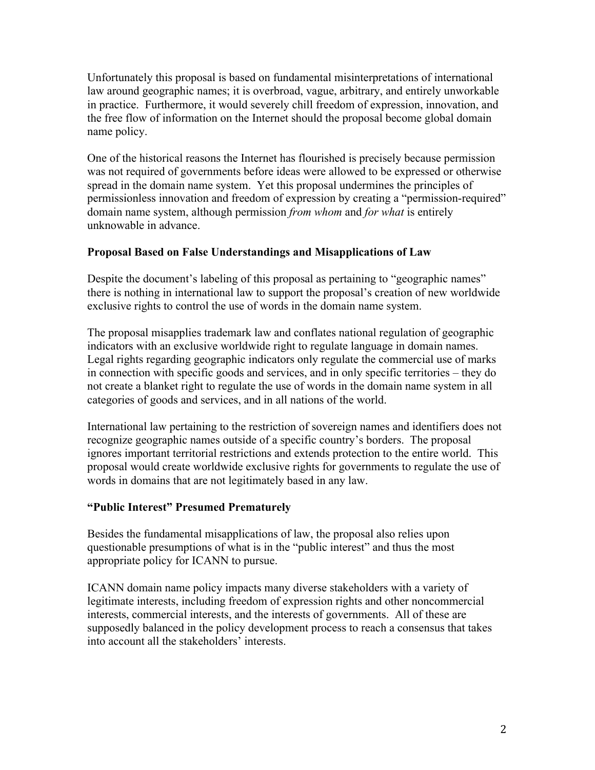Unfortunately this proposal is based on fundamental misinterpretations of international law around geographic names; it is overbroad, vague, arbitrary, and entirely unworkable in practice. Furthermore, it would severely chill freedom of expression, innovation, and the free flow of information on the Internet should the proposal become global domain name policy.

One of the historical reasons the Internet has flourished is precisely because permission was not required of governments before ideas were allowed to be expressed or otherwise spread in the domain name system. Yet this proposal undermines the principles of permissionless innovation and freedom of expression by creating a "permission-required" domain name system, although permission *from whom* and *for what* is entirely unknowable in advance.

**Proposal Based on False Understandings and Misapplications of Law**

Despite the document's labeling of this proposal as pertaining to "geographic names" there is nothing in international law to support the proposal's creation of new worldwide exclusive rights to control the use of words in the domain name system.

The proposal misapplies trademark law and conflates national regulation of geographic indicators with an exclusive worldwide right to regulate language in domain names. Legal rights regarding geographic indicators only regulate the commercial use of marks in connection with specific goods and services, and in only specific territories – they do not create a blanket right to regulate the use of words in the domain name system in all categories of goods and services, and in all nations of the world.

International law pertaining to the restriction of sovereign names and identifiers does not recognize geographic names outside of a specific country's borders. The proposal ignores important territorial restrictions and extends protection to the entire world. This proposal would create worldwide exclusive rights for governments to regulate the use of words in domains that are not legitimately based in any law.

**"Public Interest" Presumed Prematurely**

Besides the fundamental misapplications of law, the proposal also relies upon questionable presumptions of what is in the "public interest" and thus the most appropriate policy for ICANN to pursue.

ICANN domain name policy impacts many diverse stakeholders with a variety of legitimate interests, including freedom of expression rights and other noncommercial interests, commercial interests, and the interests of governments. All of these are supposedly balanced in the policy development process to reach a consensus that takes into account all the stakeholders' interests.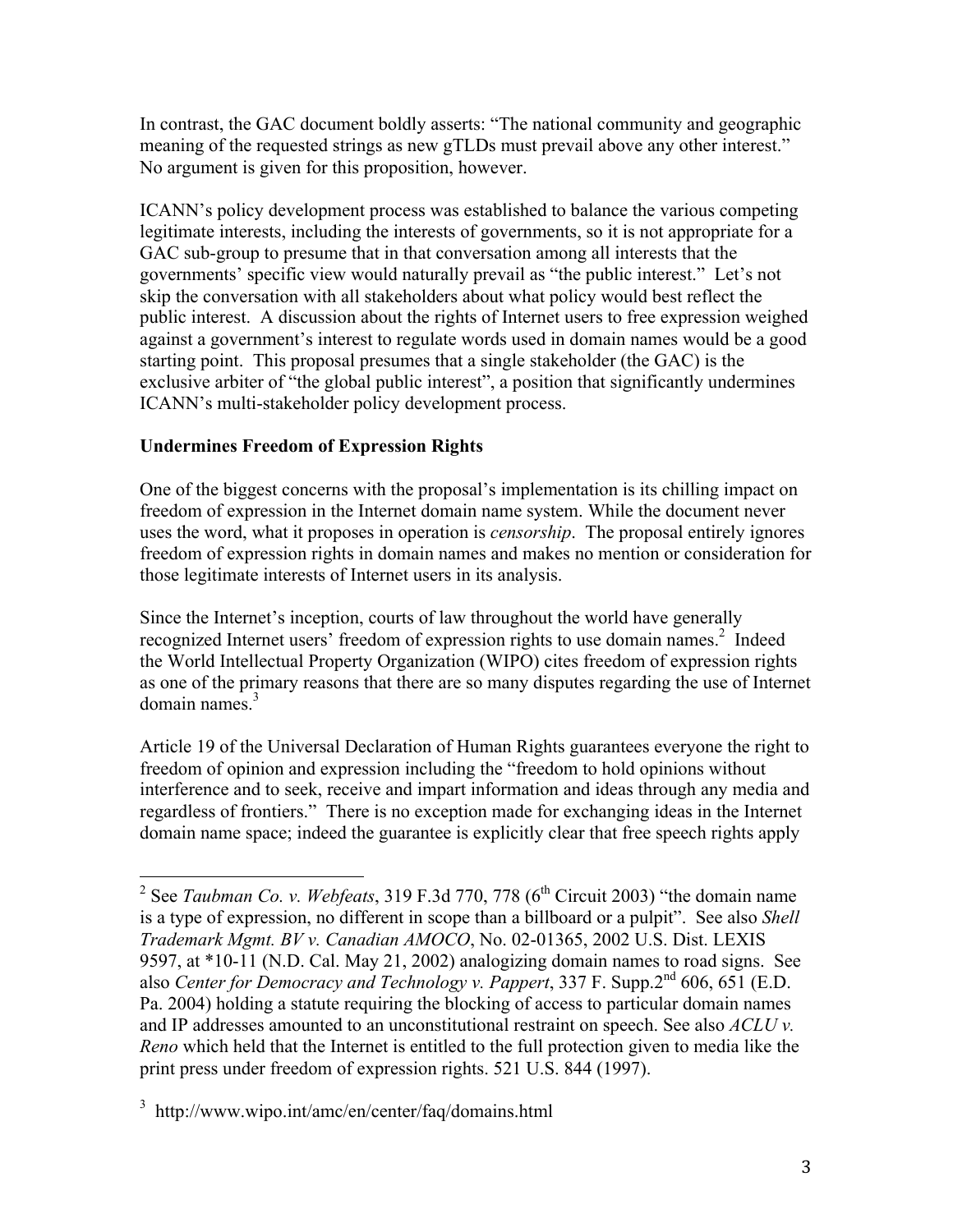In contrast, the GAC document boldly asserts: "The national community and geographic meaning of the requested strings as new gTLDs must prevail above any other interest." No argument is given for this proposition, however.

ICANN's policy development process was established to balance the various competing legitimate interests, including the interests of governments, so it is not appropriate for a GAC sub-group to presume that in that conversation among all interests that the governments' specific view would naturally prevail as "the public interest." Let's not skip the conversation with all stakeholders about what policy would best reflect the public interest. A discussion about the rights of Internet users to free expression weighed against a government's interest to regulate words used in domain names would be a good starting point. This proposal presumes that a single stakeholder (the GAC) is the exclusive arbiter of "the global public interest", a position that significantly undermines ICANN's multi-stakeholder policy development process.

**Undermines Freedom of Expression Rights**

One of the biggest concerns with the proposal's implementation is its chilling impact on freedom of expression in the Internet domain name system. While the document never uses the word, what it proposes in operation is *censorship*. The proposal entirely ignores freedom of expression rights in domain names and makes no mention or consideration for those legitimate interests of Internet users in its analysis.

Since the Internet's inception, courts of law throughout the world have generally recognized Internet users' freedom of expression rights to use domain names.[2] Indeed the World Intellectual Property Organization (WIPO) cites freedom of expression rights as one of the primary reasons that there are so many disputes regarding the use of Internet domain names.[3]

Article 19 of the Universal Declaration of Human Rights guarantees everyone the right to freedom of opinion and expression including the "freedom to hold opinions without interference and to seek, receive and impart information and ideas through any media and regardless of frontiers." There is no exception made for exchanging ideas in the Internet domain name space; indeed the guarantee is explicitly clear that free speech rights apply

---

[2] See *Taubman Co. v. Webfeats*, 319 F.3d 770, 778 (6th Circuit 2003) "the domain name is a type of expression, no different in scope than a billboard or a pulpit". See also *Shell Trademark Mgmt. BV v. Canadian AMOCO*, No. 02-01365, 2002 U.S. Dist. LEXIS 9597, at *10-11 (N.D. Cal. May 21, 2002) analogizing domain names to road signs. See also *Center for Democracy and Technology v. Pappert*, 337 F. Supp.2nd 606, 651 (E.D. Pa. 2004) holding a statute requiring the blocking of access to particular domain names and IP addresses amounted to an unconstitutional restraint on speech. See also *ACLU v. Reno* which held that the Internet is entitled to the full protection given to media like the print press under freedom of expression rights. 521 U.S. 844 (1997).

[3] http://www.wipo.int/amc/en/center/faq/domains.html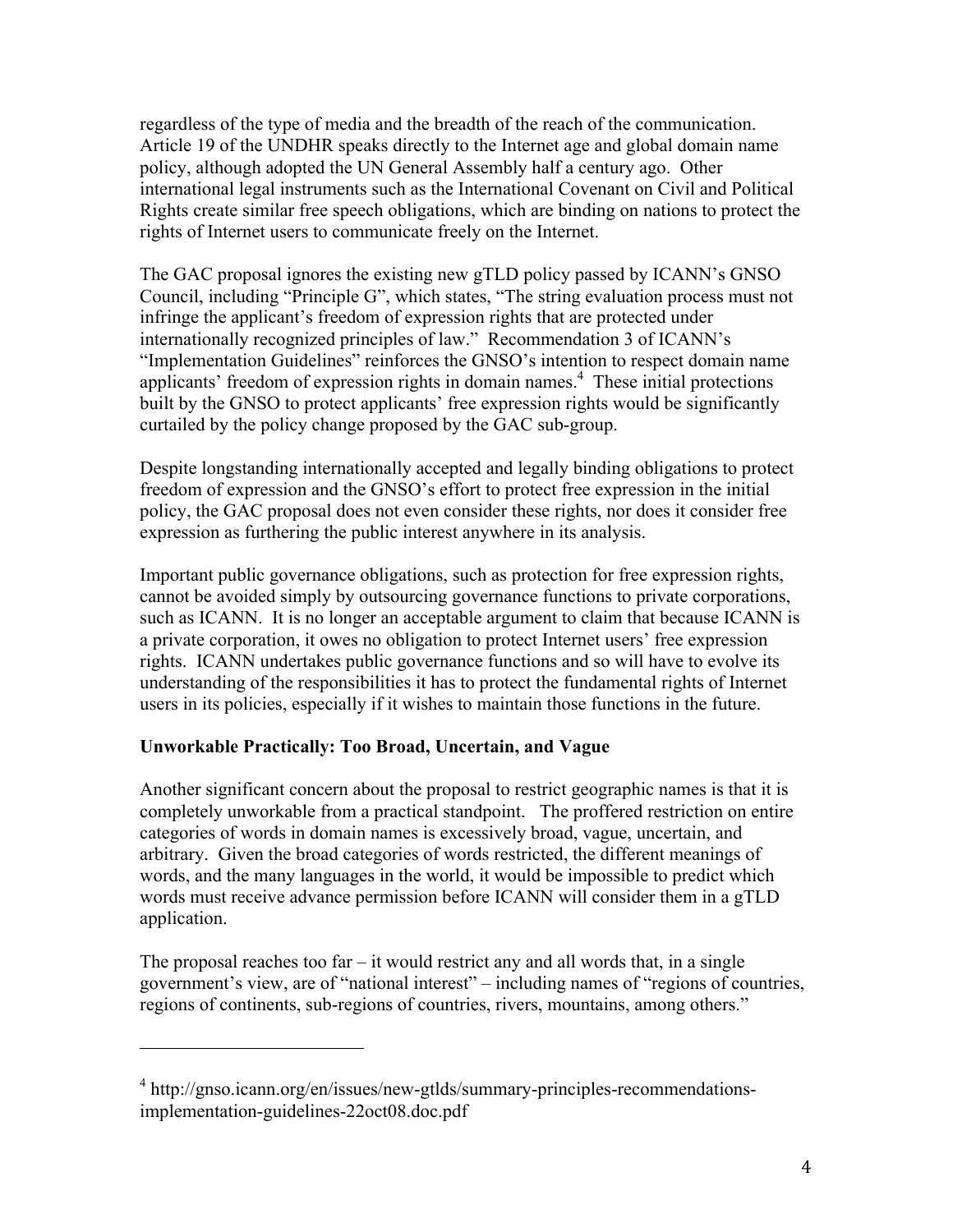regardless of the type of media and the breadth of the reach of the communication. Article 19 of the UNDHR speaks directly to the Internet age and global domain name policy, although adopted the UN General Assembly half a century ago. Other international legal instruments such as the International Covenant on Civil and Political Rights create similar free speech obligations, which are binding on nations to protect the rights of Internet users to communicate freely on the Internet.

The GAC proposal ignores the existing new gTLD policy passed by ICANN's GNSO Council, including "Principle G", which states, "The string evaluation process must not infringe the applicant's freedom of expression rights that are protected under internationally recognized principles of law." Recommendation 3 of ICANN's "Implementation Guidelines" reinforces the GNSO's intention to respect domain name applicants' freedom of expression rights in domain names.[4] These initial protections built by the GNSO to protect applicants' free expression rights would be significantly curtailed by the policy change proposed by the GAC sub-group.

Despite longstanding internationally accepted and legally binding obligations to protect freedom of expression and the GNSO's effort to protect free expression in the initial policy, the GAC proposal does not even consider these rights, nor does it consider free expression as furthering the public interest anywhere in its analysis.

Important public governance obligations, such as protection for free expression rights, cannot be avoided simply by outsourcing governance functions to private corporations, such as ICANN. It is no longer an acceptable argument to claim that because ICANN is a private corporation, it owes no obligation to protect Internet users' free expression rights. ICANN undertakes public governance functions and so will have to evolve its understanding of the responsibilities it has to protect the fundamental rights of Internet users in its policies, especially if it wishes to maintain those functions in the future.

**Unworkable Practically: Too Broad, Uncertain, and Vague**

Another significant concern about the proposal to restrict geographic names is that it is completely unworkable from a practical standpoint. The proffered restriction on entire categories of words in domain names is excessively broad, vague, uncertain, and arbitrary. Given the broad categories of words restricted, the different meanings of words, and the many languages in the world, it would be impossible to predict which words must receive advance permission before ICANN will consider them in a gTLD application.

The proposal reaches too far – it would restrict any and all words that, in a single government's view, are of "national interest" – including names of "regions of countries, regions of continents, sub-regions of countries, rivers, mountains, among others."

---

[4] http://gnso.icann.org/en/issues/new-gtlds/summary-principles-recommendations-implementation-guidelines-22oct08.doc.pdf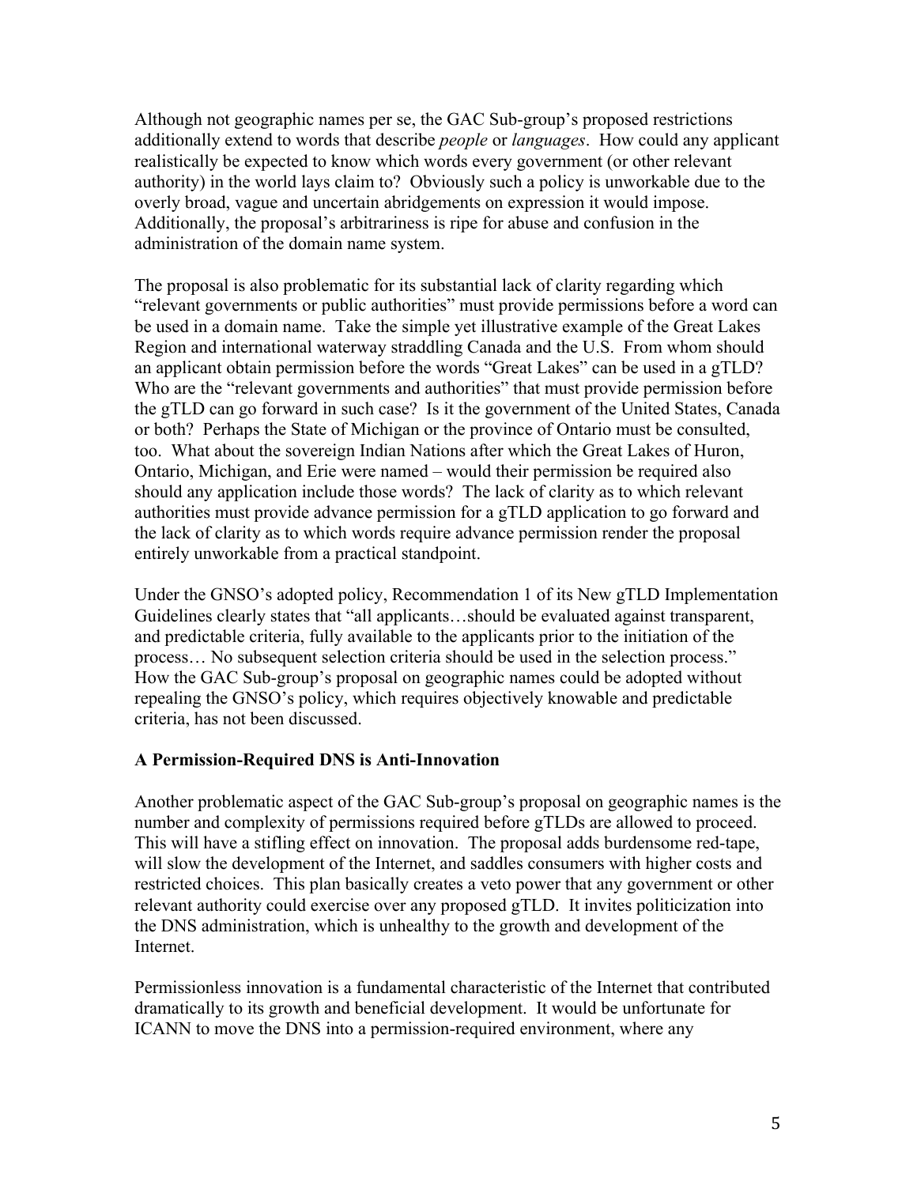Although not geographic names per se, the GAC Sub-group's proposed restrictions additionally extend to words that describe *people* or *languages*. How could any applicant realistically be expected to know which words every government (or other relevant authority) in the world lays claim to? Obviously such a policy is unworkable due to the overly broad, vague and uncertain abridgements on expression it would impose. Additionally, the proposal's arbitrariness is ripe for abuse and confusion in the administration of the domain name system.

The proposal is also problematic for its substantial lack of clarity regarding which "relevant governments or public authorities" must provide permissions before a word can be used in a domain name. Take the simple yet illustrative example of the Great Lakes Region and international waterway straddling Canada and the U.S. From whom should an applicant obtain permission before the words "Great Lakes" can be used in a gTLD? Who are the "relevant governments and authorities" that must provide permission before the gTLD can go forward in such case? Is it the government of the United States, Canada or both? Perhaps the State of Michigan or the province of Ontario must be consulted, too. What about the sovereign Indian Nations after which the Great Lakes of Huron, Ontario, Michigan, and Erie were named – would their permission be required also should any application include those words? The lack of clarity as to which relevant authorities must provide advance permission for a gTLD application to go forward and the lack of clarity as to which words require advance permission render the proposal entirely unworkable from a practical standpoint.

Under the GNSO's adopted policy, Recommendation 1 of its New gTLD Implementation Guidelines clearly states that "all applicants…should be evaluated against transparent, and predictable criteria, fully available to the applicants prior to the initiation of the process… No subsequent selection criteria should be used in the selection process." How the GAC Sub-group's proposal on geographic names could be adopted without repealing the GNSO's policy, which requires objectively knowable and predictable criteria, has not been discussed.

**A Permission-Required DNS is Anti-Innovation**

Another problematic aspect of the GAC Sub-group's proposal on geographic names is the number and complexity of permissions required before gTLDs are allowed to proceed. This will have a stifling effect on innovation. The proposal adds burdensome red-tape, will slow the development of the Internet, and saddles consumers with higher costs and restricted choices. This plan basically creates a veto power that any government or other relevant authority could exercise over any proposed gTLD. It invites politicization into the DNS administration, which is unhealthy to the growth and development of the Internet.

Permissionless innovation is a fundamental characteristic of the Internet that contributed dramatically to its growth and beneficial development. It would be unfortunate for ICANN to move the DNS into a permission-required environment, where any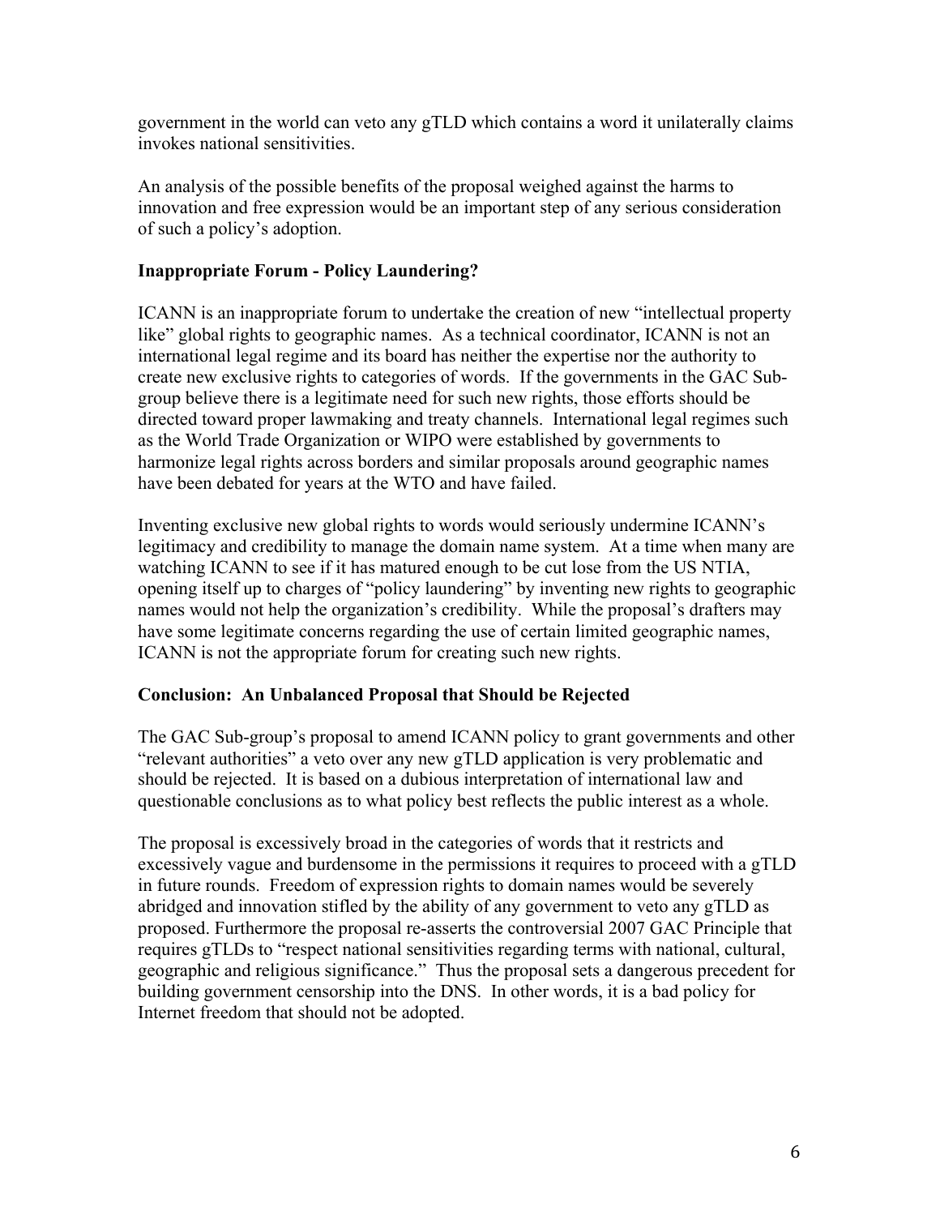government in the world can veto any gTLD which contains a word it unilaterally claims invokes national sensitivities.

An analysis of the possible benefits of the proposal weighed against the harms to innovation and free expression would be an important step of any serious consideration of such a policy's adoption.

**Inappropriate Forum - Policy Laundering?**

ICANN is an inappropriate forum to undertake the creation of new "intellectual property like" global rights to geographic names. As a technical coordinator, ICANN is not an international legal regime and its board has neither the expertise nor the authority to create new exclusive rights to categories of words. If the governments in the GAC Sub-group believe there is a legitimate need for such new rights, those efforts should be directed toward proper lawmaking and treaty channels. International legal regimes such as the World Trade Organization or WIPO were established by governments to harmonize legal rights across borders and similar proposals around geographic names have been debated for years at the WTO and have failed.

Inventing exclusive new global rights to words would seriously undermine ICANN's legitimacy and credibility to manage the domain name system. At a time when many are watching ICANN to see if it has matured enough to be cut lose from the US NTIA, opening itself up to charges of "policy laundering" by inventing new rights to geographic names would not help the organization's credibility. While the proposal's drafters may have some legitimate concerns regarding the use of certain limited geographic names, ICANN is not the appropriate forum for creating such new rights.

**Conclusion: An Unbalanced Proposal that Should be Rejected**

The GAC Sub-group's proposal to amend ICANN policy to grant governments and other "relevant authorities" a veto over any new gTLD application is very problematic and should be rejected. It is based on a dubious interpretation of international law and questionable conclusions as to what policy best reflects the public interest as a whole.

The proposal is excessively broad in the categories of words that it restricts and excessively vague and burdensome in the permissions it requires to proceed with a gTLD in future rounds. Freedom of expression rights to domain names would be severely abridged and innovation stifled by the ability of any government to veto any gTLD as proposed. Furthermore the proposal re-asserts the controversial 2007 GAC Principle that requires gTLDs to "respect national sensitivities regarding terms with national, cultural, geographic and religious significance." Thus the proposal sets a dangerous precedent for building government censorship into the DNS. In other words, it is a bad policy for Internet freedom that should not be adopted.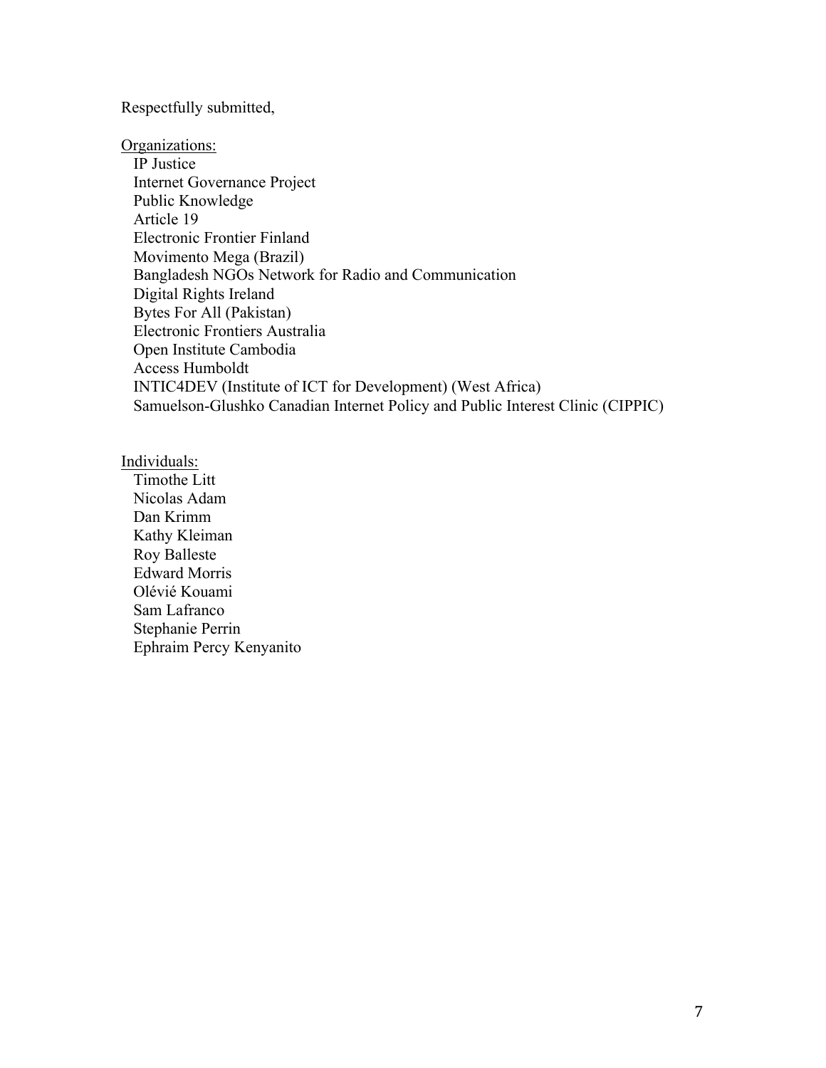Respectfully submitted,

Organizations:

- IP Justice
- Internet Governance Project
- Public Knowledge
- Article 19
- Electronic Frontier Finland
- Movimento Mega (Brazil)
- Bangladesh NGOs Network for Radio and Communication
- Digital Rights Ireland
- Bytes For All (Pakistan)
- Electronic Frontiers Australia
- Open Institute Cambodia
- Access Humboldt
- INTIC4DEV (Institute of ICT for Development) (West Africa)
- Samuelson-Glushko Canadian Internet Policy and Public Interest Clinic (CIPPIC)

Individuals:

- Timothe Litt
- Nicolas Adam
- Dan Krimm
- Kathy Kleiman
- Roy Balleste
- Edward Morris
- Olévié Kouami
- Sam Lafranco
- Stephanie Perrin
- Ephraim Percy Kenyanito